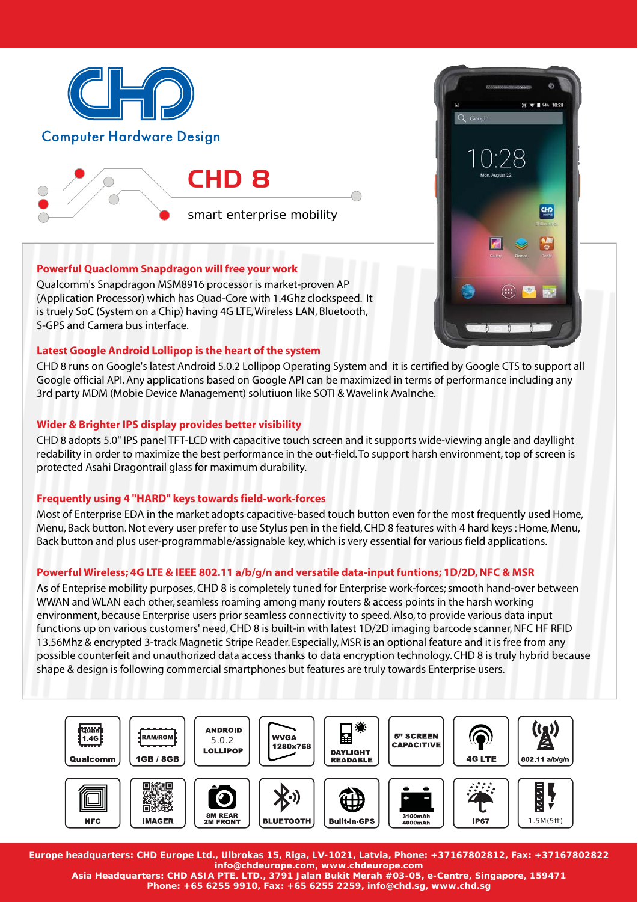Computer Hardware Design

# CHD 8

smart enterprise mobility

### Powerful Quaclomm Snapdragon will free your work

Qualcomm's Snapdragon MSM8916 processor is market-proven AP (Application Processor) which has Quad-Core with 1.4Ghz clockspeed. It is truely SoC (System on a Chip) having 4G LTE, Wireless LAN, Bluetooth, S-GPS and Camera bus interface.

### Latest Google Android Lollipop is the heart of the system

CHD 8 runs on Google's latest Android 5.0.2 Lollipop Operating System and it is certified by Google CTS to support all Google official API. Any applications based on Google API can be maximized in terms of performance including any 3rd party MDM (Mobie Device Management) solutiuon like SOTI & Wavelink Avalnche.

### Wider & Brighter IPS display provides better visibility

CHD 8 adopts 5.0" IPS panel TFT-LCD with capacitive touch screen and it supports wide-viewing angle and dayllight redability in order to maximize the best performance in the out-field. To support harsh environment, top of screen is protected Asahi Dragontrail glass for maximum durability.

### Frequently using 4 "HARD" keys towards field-work-forces

Most of Enterprise EDA in the market adopts capacitive-based touch button even for the most frequently used Home, Menu, Back button. Not every user prefer to use Stylus pen in the field, CHD 8 features with 4 hard keys : Home, Menu, Back button and plus user-programmable/assignable key, which is very essential for various field applications.

### Powerful Wireless; 4G LTE & IEEE 802.11 a/b/g/n and versatile data-input funtions; 1D/2D, NFC & MSR

As of Enteprise mobility purposes, CHD 8 is completely tuned for Enterprise work-forces; smooth hand-over between WWAN and WLAN each other, seamless roaming among many routers & access points in the harsh working environment, because Enterprise users prior seamless connectivity to speed. Also, to provide various data input functions up on various customers' need, CHD 8 is built-in with latest 1D/2D imaging barcode scanner, NFC HF RFID 13.56Mhz & encrypted 3-track Magnetic Stripe Reader. Especially, MSR is an optional feature and it is free from any possible counterfeit and unauthorized data access thanks to data encryption technology. CHD 8 is truly hybrid because shape & design is following commercial smartphones but features are truely towards Enterprise users.

- Quad 1.4G Qualcomm
- RAM/ROM 1GB / 8GB
- ANDROID 5.0.2 LOLLIPOP
- WVGA 1280x768
- DAYLIGHT READABLE
- 5" SCREEN CAPACITIVE
- 4G LTE
- 802.11 a/b/g/n
- NFC
- IMAGER
- 8M REAR 2M FRONT
- BLUETOOTH
- Built-in-GPS
- 3100mAh 4000mAh
- IP67
- 1.5M(5ft)

**Europe headquarters: CHD Europe Ltd., Ulbrokas 15, Riga, LV-1021, Latvia, Phone: +37167802812, Fax: +37167802822**
**info@chdeurope.com, www.chdeurope.com**
**Asia Headquarters: CHD ASIA PTE. LTD., 3791 Jalan Bukit Merah #03-05, e-Centre, Singapore, 159471**
**Phone: +65 6255 9910, Fax: +65 6255 2259, info@chd.sg, www.chd.sg**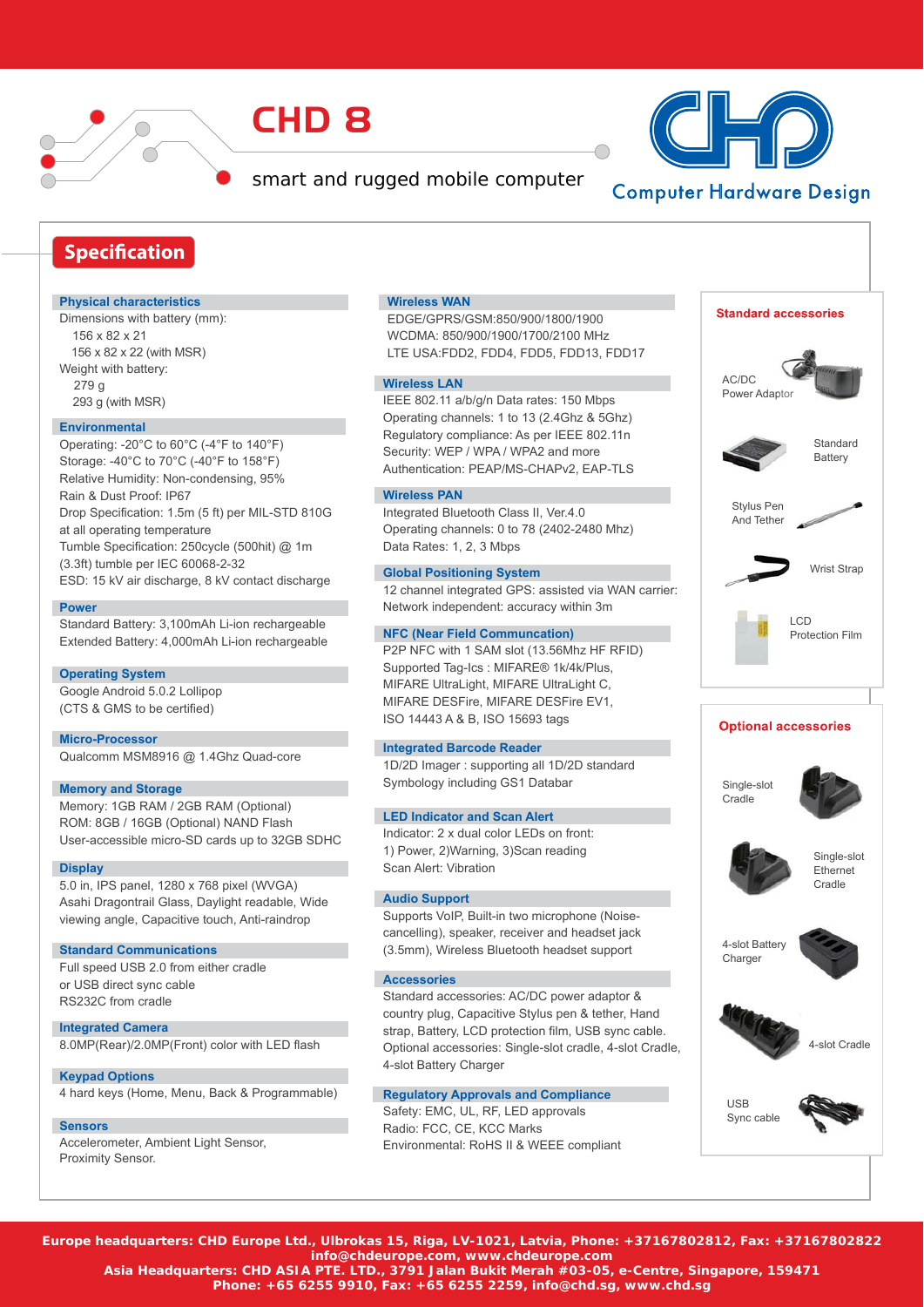# CHD 8

smart and rugged mobile computer

Computer Hardware Design

## Specification

### Physical characteristics

Dimensions with battery (mm):
156 x 82 x 21
156 x 82 x 22 (with MSR)
Weight with battery:
279 g
293 g (with MSR)

### Environmental

Operating: -20°C to 60°C (-4°F to 140°F)
Storage: -40°C to 70°C (-40°F to 158°F)
Relative Humidity: Non-condensing, 95%
Rain & Dust Proof: IP67
Drop Specification: 1.5m (5 ft) per MIL-STD 810G at all operating temperature
Tumble Specification: 250cycle (500hit) @ 1m (3.3ft) tumble per IEC 60068-2-32
ESD: 15 kV air discharge, 8 kV contact discharge

### Power

Standard Battery: 3,100mAh Li-ion rechargeable
Extended Battery: 4,000mAh Li-ion rechargeable

### Operating System

Google Android 5.0.2 Lollipop
(CTS & GMS to be certified)

### Micro-Processor

Qualcomm MSM8916 @ 1.4Ghz Quad-core

### Memory and Storage

Memory: 1GB RAM / 2GB RAM (Optional)
ROM: 8GB / 16GB (Optional) NAND Flash
User-accessible micro-SD cards up to 32GB SDHC

### Display

5.0 in, IPS panel, 1280 x 768 pixel (WVGA)
Asahi Dragontrail Glass, Daylight readable, Wide viewing angle, Capacitive touch, Anti-raindrop

### Standard Communications

Full speed USB 2.0 from either cradle or USB direct sync cable
RS232C from cradle

### Integrated Camera

8.0MP(Rear)/2.0MP(Front) color with LED flash

### Keypad Options

4 hard keys (Home, Menu, Back & Programmable)

### Sensors

Accelerometer, Ambient Light Sensor, Proximity Sensor.

### Wireless WAN

EDGE/GPRS/GSM:850/900/1800/1900
WCDMA: 850/900/1900/1700/2100 MHz
LTE USA:FDD2, FDD4, FDD5, FDD13, FDD17

### Wireless LAN

IEEE 802.11 a/b/g/n Data rates: 150 Mbps
Operating channels: 1 to 13 (2.4Ghz & 5Ghz)
Regulatory compliance: As per IEEE 802.11n
Security: WEP / WPA / WPA2 and more
Authentication: PEAP/MS-CHAPv2, EAP-TLS

### Wireless PAN

Integrated Bluetooth Class II, Ver.4.0
Operating channels: 0 to 78 (2402-2480 Mhz)
Data Rates: 1, 2, 3 Mbps

### Global Positioning System

12 channel integrated GPS: assisted via WAN carrier:
Network independent: accuracy within 3m

### NFC (Near Field Communcation)

P2P NFC with 1 SAM slot (13.56Mhz HF RFID)
Supported Tag-Ics : MIFARE® 1k/4k/Plus, MIFARE UltraLight, MIFARE UltraLight C, MIFARE DESFire, MIFARE DESFire EV1, ISO 14443 A & B, ISO 15693 tags

### Integrated Barcode Reader

1D/2D Imager : supporting all 1D/2D standard Symbology including GS1 Databar

### LED Indicator and Scan Alert

Indicator: 2 x dual color LEDs on front:
1) Power, 2)Warning, 3)Scan reading
Scan Alert: Vibration

### Audio Support

Supports VoIP, Built-in two microphone (Noise-cancelling), speaker, receiver and headset jack (3.5mm), Wireless Bluetooth headset support

### Accessories

Standard accessories: AC/DC power adaptor & country plug, Capacitive Stylus pen & tether, Hand strap, Battery, LCD protection film, USB sync cable.
Optional accessories: Single-slot cradle, 4-slot Cradle, 4-slot Battery Charger

### Regulatory Approvals and Compliance

Safety: EMC, UL, RF, LED approvals
Radio: FCC, CE, KCC Marks
Environmental: RoHS II & WEEE compliant

### Standard accessories

AC/DC Power Adaptor
Standard Battery
Stylus Pen And Tether
Wrist Strap
LCD Protection Film

### Optional accessories

Single-slot Cradle
Single-slot Ethernet Cradle
4-slot Battery Charger
4-slot Cradle
USB Sync cable

**Europe headquarters: CHD Europe Ltd., Ulbrokas 15, Riga, LV-1021, Latvia, Phone: +37167802812, Fax: +37167802822**
**info@chdeurope.com, www.chdeurope.com**
**Asia Headquarters: CHD ASIA PTE. LTD., 3791 Jalan Bukit Merah #03-05, e-Centre, Singapore, 159471**
**Phone: +65 6255 9910, Fax: +65 6255 2259, info@chd.sg, www.chd.sg**